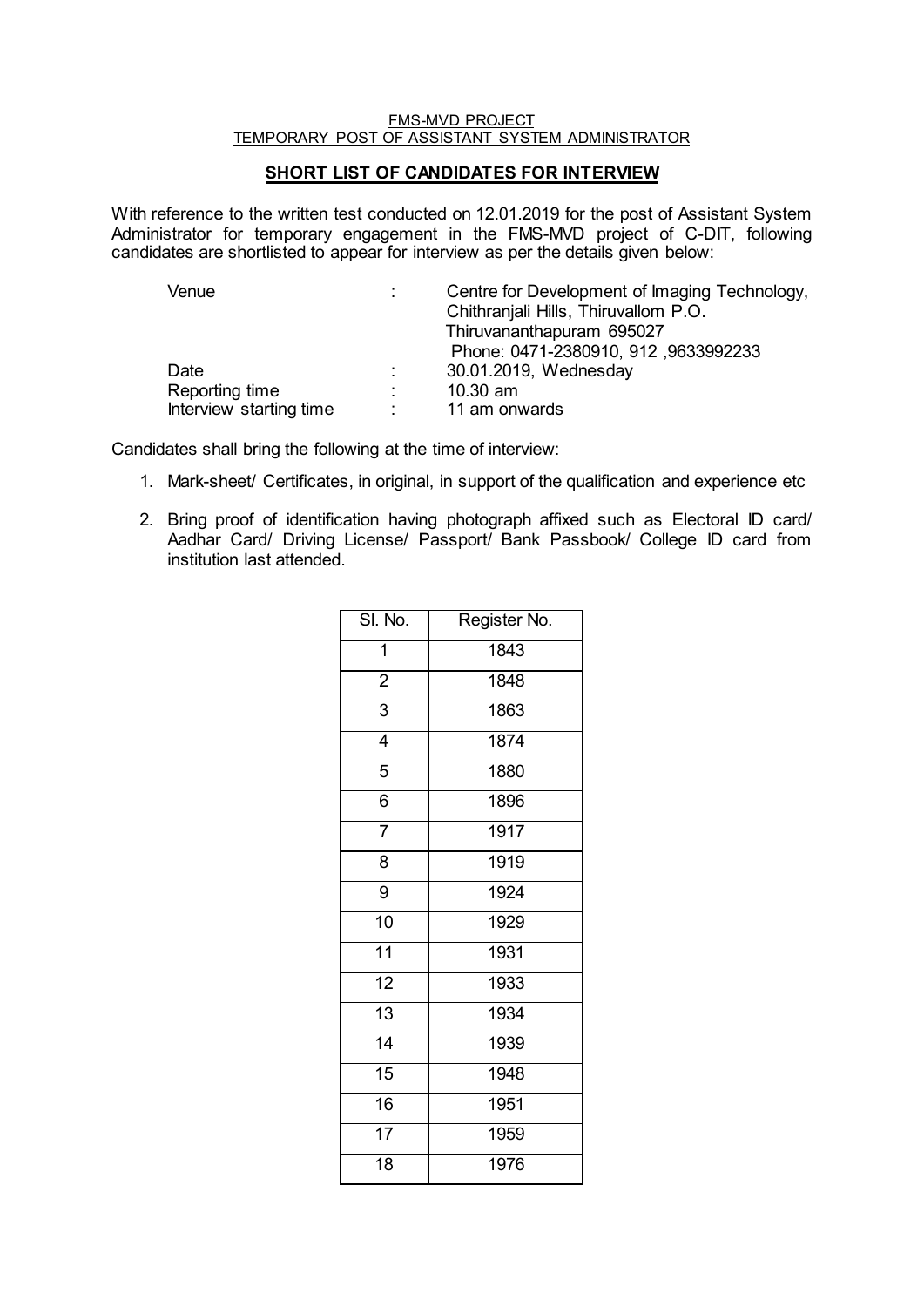FMS-MVD PROJECT
TEMPORARY POST OF ASSISTANT SYSTEM ADMINISTRATOR

## SHORT LIST OF CANDIDATES FOR INTERVIEW

With reference to the written test conducted on 12.01.2019 for the post of Assistant System Administrator for temporary engagement in the FMS-MVD project of C-DIT, following candidates are shortlisted to appear for interview as per the details given below:

| | | |
|---|---|---|
| Venue | : | Centre for Development of Imaging Technology, Chithranjali Hills, Thiruvallom P.O. Thiruvananthapuram 695027 Phone: 0471-2380910, 912 ,9633992233 |
| Date | : | 30.01.2019, Wednesday |
| Reporting time | : | 10.30 am |
| Interview starting time | : | 11 am onwards |

Candidates shall bring the following at the time of interview:

1. Mark-sheet/ Certificates, in original, in support of the qualification and experience etc
2. Bring proof of identification having photograph affixed such as Electoral ID card/ Aadhar Card/ Driving License/ Passport/ Bank Passbook/ College ID card from institution last attended.

| Sl. No. | Register No. |
|---|---|
| 1 | 1843 |
| 2 | 1848 |
| 3 | 1863 |
| 4 | 1874 |
| 5 | 1880 |
| 6 | 1896 |
| 7 | 1917 |
| 8 | 1919 |
| 9 | 1924 |
| 10 | 1929 |
| 11 | 1931 |
| 12 | 1933 |
| 13 | 1934 |
| 14 | 1939 |
| 15 | 1948 |
| 16 | 1951 |
| 17 | 1959 |
| 18 | 1976 |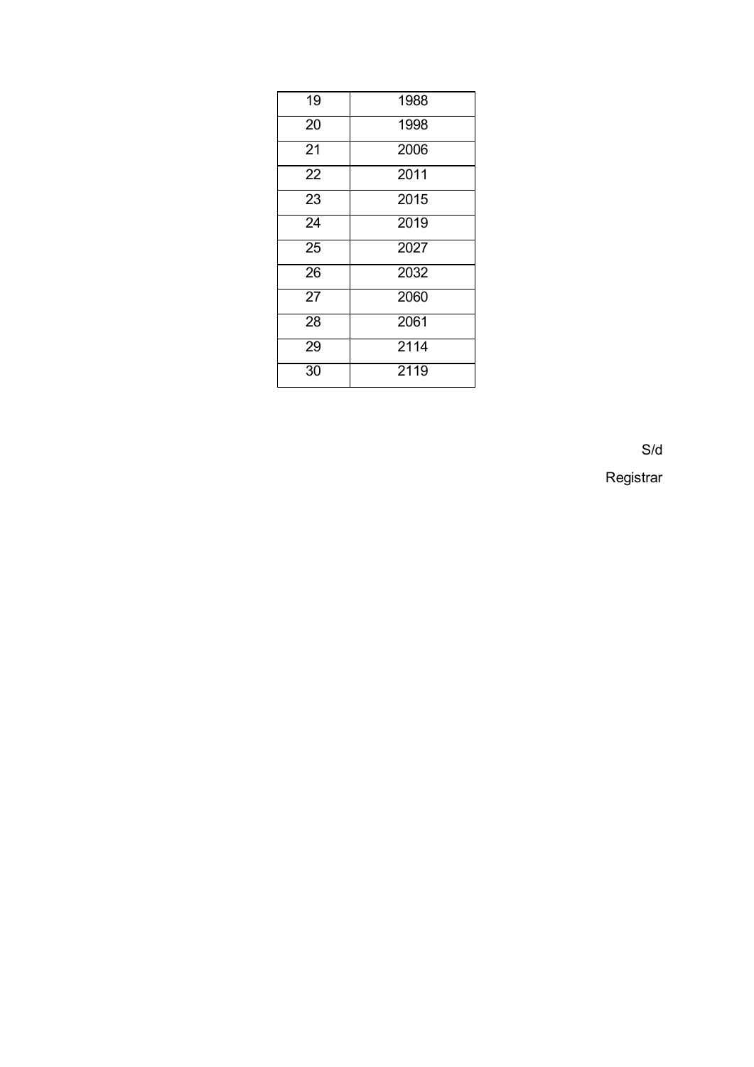| | |
|---|---|
| 19 | 1988 |
| 20 | 1998 |
| 21 | 2006 |
| 22 | 2011 |
| 23 | 2015 |
| 24 | 2019 |
| 25 | 2027 |
| 26 | 2032 |
| 27 | 2060 |
| 28 | 2061 |
| 29 | 2114 |
| 30 | 2119 |

S/d

Registrar